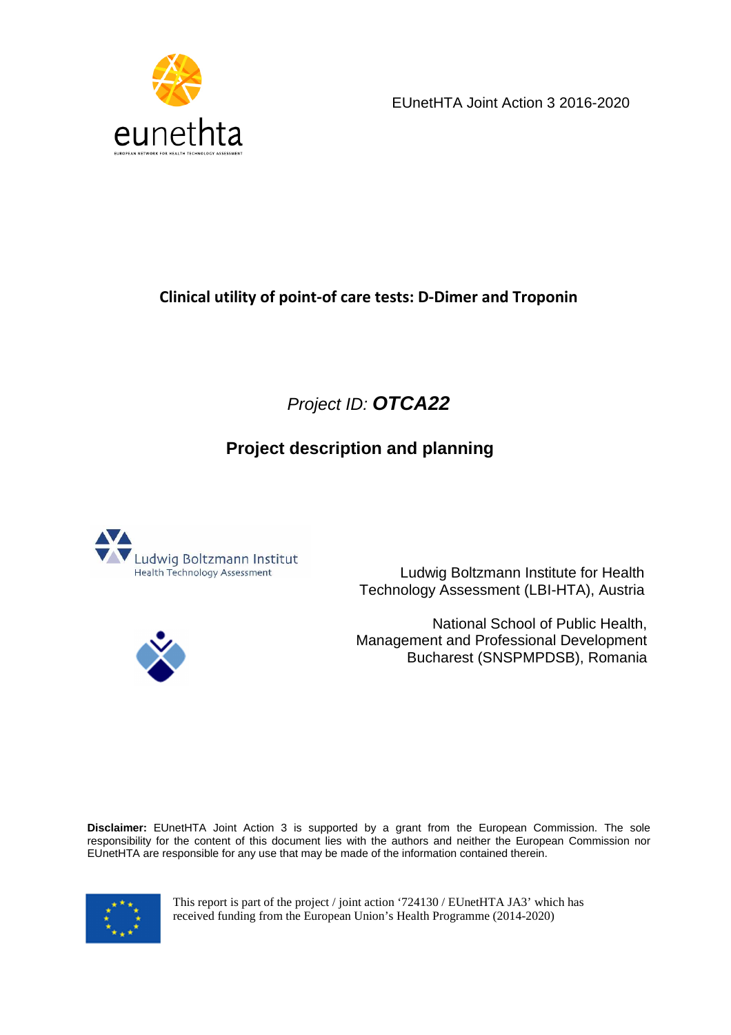eunethta

EUROPEAN NETWORK FOR HEALTH TECHNOLOGY ASSESSMENT

EUnetHTA Joint Action 3 2016-2020

# Clinical utility of point-of care tests: D-Dimer and Troponin

*Project ID:* ***OTCA22***

## Project description and planning

Ludwig Boltzmann Institut
Health Technology Assessment

Ludwig Boltzmann Institute for Health Technology Assessment (LBI-HTA), Austria

National School of Public Health, Management and Professional Development Bucharest (SNSPMPDSB), Romania

**Disclaimer:** EUnetHTA Joint Action 3 is supported by a grant from the European Commission. The sole responsibility for the content of this document lies with the authors and neither the European Commission nor EUnetHTA are responsible for any use that may be made of the information contained therein.

This report is part of the project / joint action '724130 / EUnetHTA JA3' which has received funding from the European Union's Health Programme (2014-2020)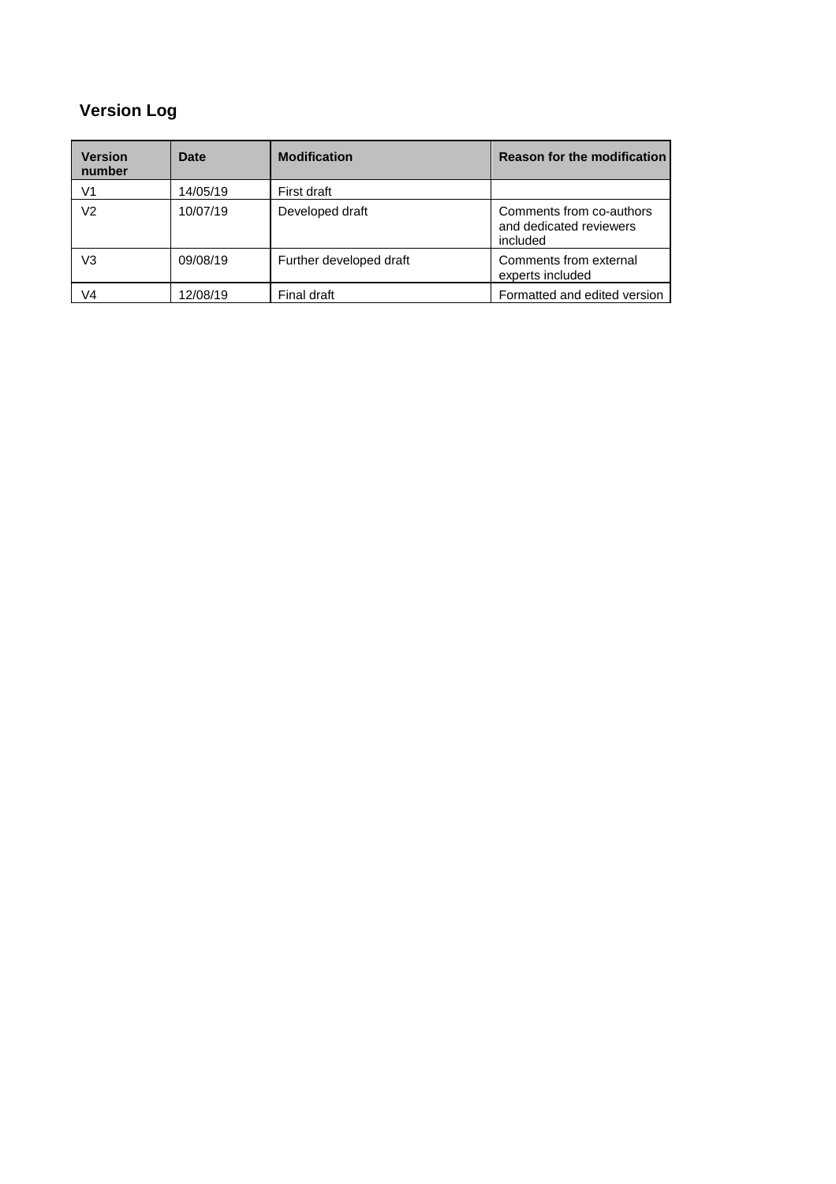## Version Log

| Version number | Date | Modification | Reason for the modification |
|---|---|---|---|
| V1 | 14/05/19 | First draft | |
| V2 | 10/07/19 | Developed draft | Comments from co-authors and dedicated reviewers included |
| V3 | 09/08/19 | Further developed draft | Comments from external experts included |
| V4 | 12/08/19 | Final draft | Formatted and edited version |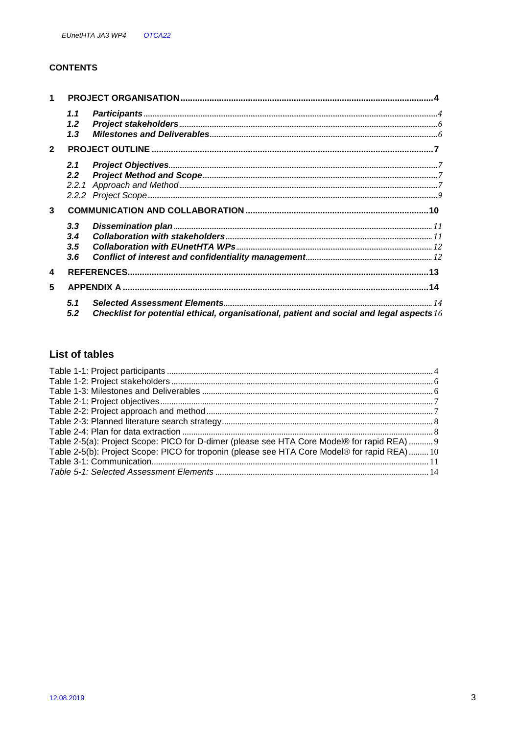## CONTENTS

**1 PROJECT ORGANISATION** .......... 4

- ***1.1 Participants*** .......... 4
- ***1.2 Project stakeholders*** .......... 6
- ***1.3 Milestones and Deliverables*** .......... 6

**2 PROJECT OUTLINE** .......... 7

- ***2.1 Project Objectives*** .......... 7
- ***2.2 Project Method and Scope*** .......... 7
- *2.2.1 Approach and Method* .......... 7
- *2.2.2 Project Scope* .......... 9

**3 COMMUNICATION AND COLLABORATION** .......... 10

- ***3.3 Dissemination plan*** .......... 11
- ***3.4 Collaboration with stakeholders*** .......... 11
- ***3.5 Collaboration with EUnetHTA WPs*** .......... 12
- ***3.6 Conflict of interest and confidentiality management*** .......... 12

**4 REFERENCES** .......... 13

**5 APPENDIX A** .......... 14

- ***5.1 Selected Assessment Elements*** .......... 14
- ***5.2 Checklist for potential ethical, organisational, patient and social and legal aspects*** 16

## List of tables

Table 1-1: Project participants .......... 4
Table 1-2: Project stakeholders .......... 6
Table 1-3: Milestones and Deliverables .......... 6
Table 2-1: Project objectives .......... 7
Table 2-2: Project approach and method .......... 7
Table 2-3: Planned literature search strategy .......... 8
Table 2-4: Plan for data extraction .......... 8
Table 2-5(a): Project Scope: PICO for D-dimer (please see HTA Core Model® for rapid REA) .......... 9
Table 2-5(b): Project Scope: PICO for troponin (please see HTA Core Model® for rapid REA) .......... 10
Table 3-1: Communication .......... 11
*Table 5-1: Selected Assessment Elements* .......... 14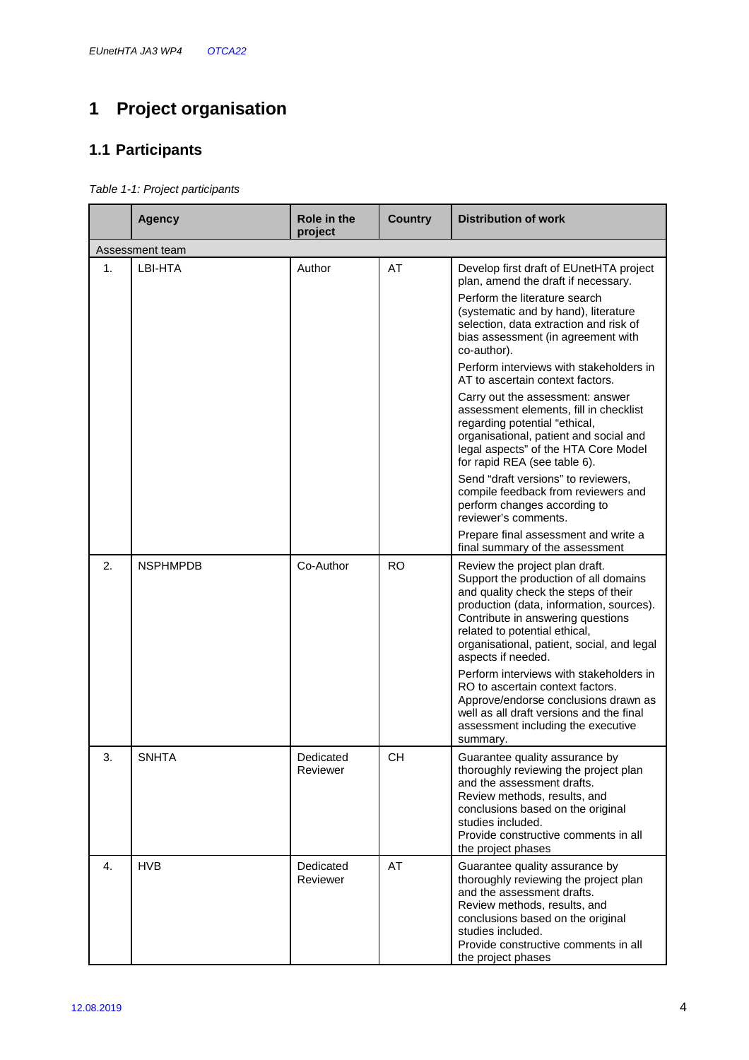# 1 Project organisation

## 1.1 Participants

*Table 1-1: Project participants*

| | Agency | Role in the project | Country | Distribution of work |
|---|---|---|---|---|
| Assessment team | | | | |
| 1. | LBI-HTA | Author | AT | Develop first draft of EUnetHTA project plan, amend the draft if necessary.<br>Perform the literature search (systematic and by hand), literature selection, data extraction and risk of bias assessment (in agreement with co-author).<br>Perform interviews with stakeholders in AT to ascertain context factors.<br>Carry out the assessment: answer assessment elements, fill in checklist regarding potential "ethical, organisational, patient and social and legal aspects" of the HTA Core Model for rapid REA (see table 6).<br>Send "draft versions" to reviewers, compile feedback from reviewers and perform changes according to reviewer's comments.<br>Prepare final assessment and write a final summary of the assessment |
| 2. | NSPHMPDB | Co-Author | RO | Review the project plan draft. Support the production of all domains and quality check the steps of their production (data, information, sources). Contribute in answering questions related to potential ethical, organisational, patient, social, and legal aspects if needed.<br>Perform interviews with stakeholders in RO to ascertain context factors. Approve/endorse conclusions drawn as well as all draft versions and the final assessment including the executive summary. |
| 3. | SNHTA | Dedicated Reviewer | CH | Guarantee quality assurance by thoroughly reviewing the project plan and the assessment drafts.<br>Review methods, results, and conclusions based on the original studies included.<br>Provide constructive comments in all the project phases |
| 4. | HVB | Dedicated Reviewer | AT | Guarantee quality assurance by thoroughly reviewing the project plan and the assessment drafts.<br>Review methods, results, and conclusions based on the original studies included.<br>Provide constructive comments in all the project phases |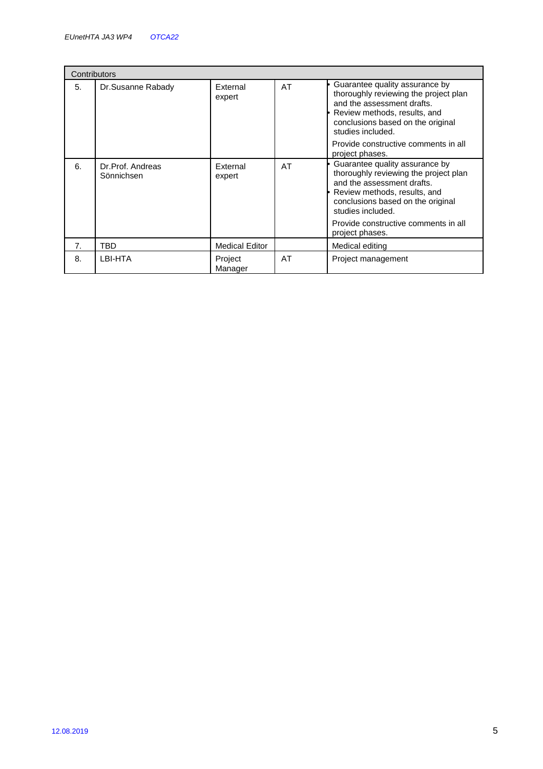| Contributors | | | | |
|---|---|---|---|---|
| 5. | Dr.Susanne Rabady | External expert | AT | • Guarantee quality assurance by thoroughly reviewing the project plan and the assessment drafts.<br>• Review methods, results, and conclusions based on the original studies included.<br>Provide constructive comments in all project phases. |
| 6. | Dr.Prof. Andreas Sönnichsen | External expert | AT | • Guarantee quality assurance by thoroughly reviewing the project plan and the assessment drafts.<br>• Review methods, results, and conclusions based on the original studies included.<br>Provide constructive comments in all project phases. |
| 7. | TBD | Medical Editor | | Medical editing |
| 8. | LBI-HTA | Project Manager | AT | Project management |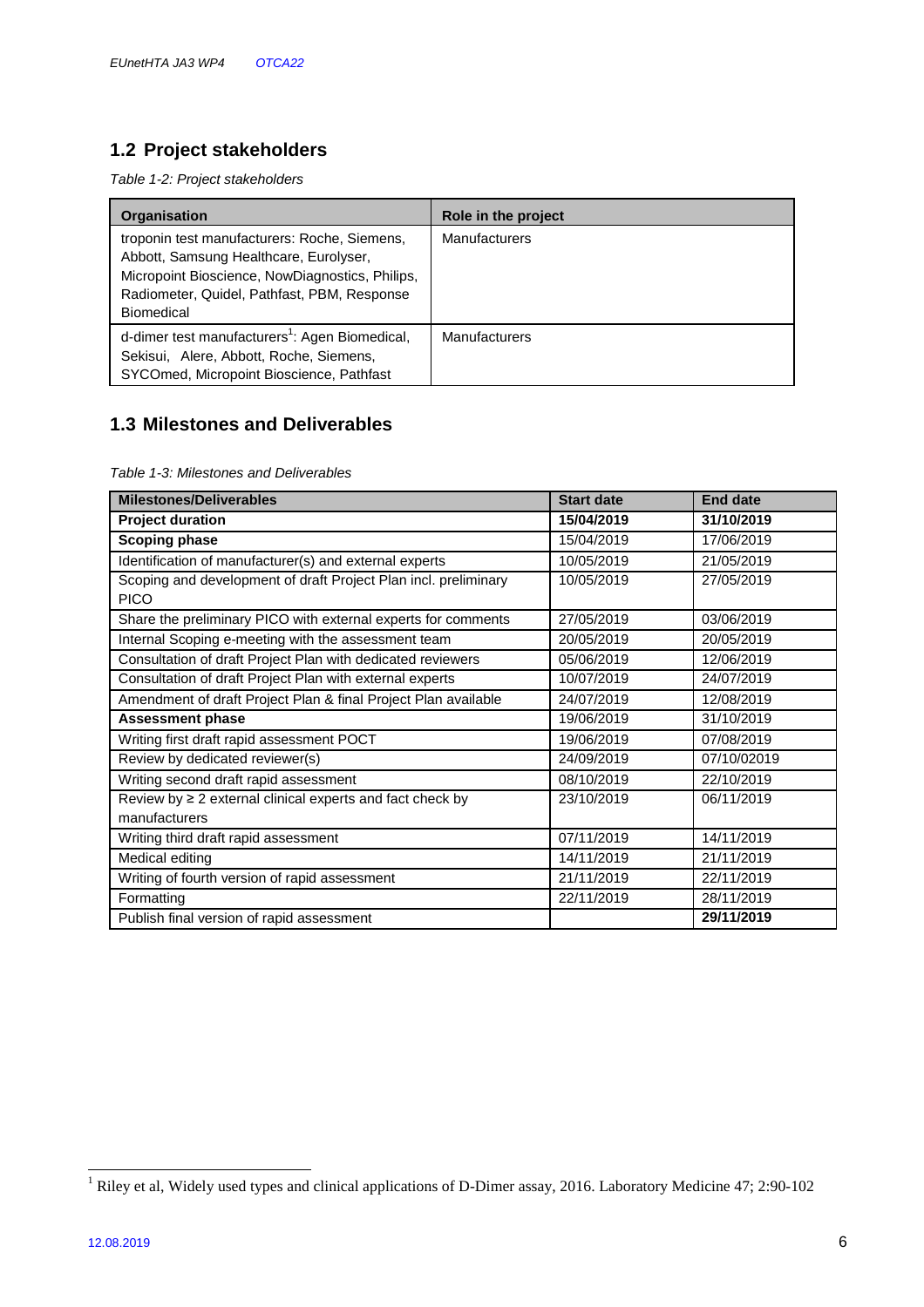## 1.2 Project stakeholders

*Table 1-2: Project stakeholders*

| Organisation | Role in the project |
|---|---|
| troponin test manufacturers: Roche, Siemens, Abbott, Samsung Healthcare, Eurolyser, Micropoint Bioscience, NowDiagnostics, Philips, Radiometer, Quidel, Pathfast, PBM, Response Biomedical | Manufacturers |
| d-dimer test manufacturers[1]: Agen Biomedical, Sekisui, Alere, Abbott, Roche, Siemens, SYCOmed, Micropoint Bioscience, Pathfast | Manufacturers |

## 1.3 Milestones and Deliverables

*Table 1-3: Milestones and Deliverables*

| Milestones/Deliverables | Start date | End date |
|---|---|---|
| **Project duration** | **15/04/2019** | **31/10/2019** |
| **Scoping phase** | 15/04/2019 | 17/06/2019 |
| Identification of manufacturer(s) and external experts | 10/05/2019 | 21/05/2019 |
| Scoping and development of draft Project Plan incl. preliminary PICO | 10/05/2019 | 27/05/2019 |
| Share the preliminary PICO with external experts for comments | 27/05/2019 | 03/06/2019 |
| Internal Scoping e-meeting with the assessment team | 20/05/2019 | 20/05/2019 |
| Consultation of draft Project Plan with dedicated reviewers | 05/06/2019 | 12/06/2019 |
| Consultation of draft Project Plan with external experts | 10/07/2019 | 24/07/2019 |
| Amendment of draft Project Plan & final Project Plan available | 24/07/2019 | 12/08/2019 |
| **Assessment phase** | 19/06/2019 | 31/10/2019 |
| Writing first draft rapid assessment POCT | 19/06/2019 | 07/08/2019 |
| Review by dedicated reviewer(s) | 24/09/2019 | 07/10/02019 |
| Writing second draft rapid assessment | 08/10/2019 | 22/10/2019 |
| Review by ≥ 2 external clinical experts and fact check by manufacturers | 23/10/2019 | 06/11/2019 |
| Writing third draft rapid assessment | 07/11/2019 | 14/11/2019 |
| Medical editing | 14/11/2019 | 21/11/2019 |
| Writing of fourth version of rapid assessment | 21/11/2019 | 22/11/2019 |
| Formatting | 22/11/2019 | 28/11/2019 |
| Publish final version of rapid assessment | | **29/11/2019** |

[1] Riley et al, Widely used types and clinical applications of D-Dimer assay, 2016. Laboratory Medicine 47; 2:90-102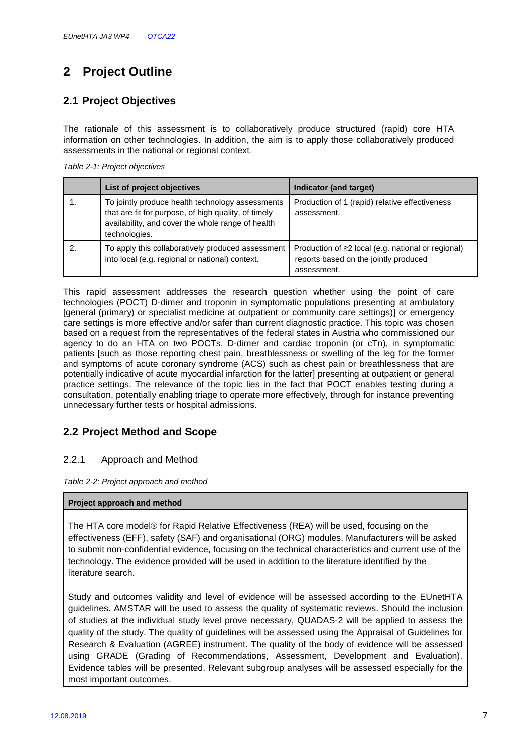# 2 Project Outline

## 2.1 Project Objectives

The rationale of this assessment is to collaboratively produce structured (rapid) core HTA information on other technologies. In addition, the aim is to apply those collaboratively produced assessments in the national or regional context.

*Table 2-1: Project objectives*

| | List of project objectives | Indicator (and target) |
|---|---|---|
| 1. | To jointly produce health technology assessments that are fit for purpose, of high quality, of timely availability, and cover the whole range of health technologies. | Production of 1 (rapid) relative effectiveness assessment. |
| 2. | To apply this collaboratively produced assessment into local (e.g. regional or national) context. | Production of ≥2 local (e.g. national or regional) reports based on the jointly produced assessment. |

This rapid assessment addresses the research question whether using the point of care technologies (POCT) D-dimer and troponin in symptomatic populations presenting at ambulatory [general (primary) or specialist medicine at outpatient or community care settings)] or emergency care settings is more effective and/or safer than current diagnostic practice. This topic was chosen based on a request from the representatives of the federal states in Austria who commissioned our agency to do an HTA on two POCTs, D-dimer and cardiac troponin (or cTn), in symptomatic patients [such as those reporting chest pain, breathlessness or swelling of the leg for the former and symptoms of acute coronary syndrome (ACS) such as chest pain or breathlessness that are potentially indicative of acute myocardial infarction for the latter] presenting at outpatient or general practice settings. The relevance of the topic lies in the fact that POCT enables testing during a consultation, potentially enabling triage to operate more effectively, through for instance preventing unnecessary further tests or hospital admissions.

## 2.2 Project Method and Scope

### 2.2.1 Approach and Method

*Table 2-2: Project approach and method*

| Project approach and method |
|---|
| The HTA core model® for Rapid Relative Effectiveness (REA) will be used, focusing on the effectiveness (EFF), safety (SAF) and organisational (ORG) modules. Manufacturers will be asked to submit non-confidential evidence, focusing on the technical characteristics and current use of the technology. The evidence provided will be used in addition to the literature identified by the literature search.<br><br>Study and outcomes validity and level of evidence will be assessed according to the EUnetHTA guidelines. AMSTAR will be used to assess the quality of systematic reviews. Should the inclusion of studies at the individual study level prove necessary, QUADAS-2 will be applied to assess the quality of the study. The quality of guidelines will be assessed using the Appraisal of Guidelines for Research & Evaluation (AGREE) instrument. The quality of the body of evidence will be assessed using GRADE (Grading of Recommendations, Assessment, Development and Evaluation). Evidence tables will be presented. Relevant subgroup analyses will be assessed especially for the most important outcomes. |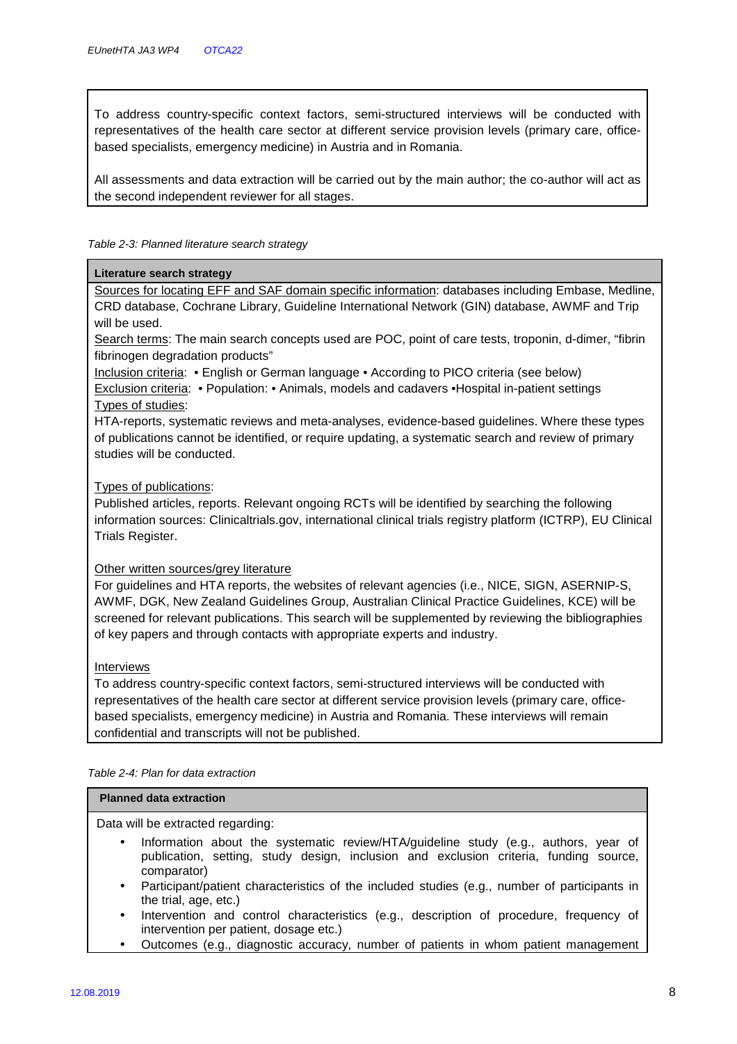To address country-specific context factors, semi-structured interviews will be conducted with representatives of the health care sector at different service provision levels (primary care, office-based specialists, emergency medicine) in Austria and in Romania.

All assessments and data extraction will be carried out by the main author; the co-author will act as the second independent reviewer for all stages.

*Table 2-3: Planned literature search strategy*

| **Literature search strategy** |
|---|
| Sources for locating EFF and SAF domain specific information: databases including Embase, Medline, CRD database, Cochrane Library, Guideline International Network (GIN) database, AWMF and Trip will be used.<br>Search terms: The main search concepts used are POC, point of care tests, troponin, d-dimer, "fibrin fibrinogen degradation products"<br>Inclusion criteria: • English or German language • According to PICO criteria (see below)<br>Exclusion criteria: • Population: • Animals, models and cadavers •Hospital in-patient settings<br>Types of studies:<br>HTA-reports, systematic reviews and meta-analyses, evidence-based guidelines. Where these types of publications cannot be identified, or require updating, a systematic search and review of primary studies will be conducted.<br><br>Types of publications:<br>Published articles, reports. Relevant ongoing RCTs will be identified by searching the following information sources: Clinicaltrials.gov, international clinical trials registry platform (ICTRP), EU Clinical Trials Register.<br><br>Other written sources/grey literature<br>For guidelines and HTA reports, the websites of relevant agencies (i.e., NICE, SIGN, ASERNIP-S, AWMF, DGK, New Zealand Guidelines Group, Australian Clinical Practice Guidelines, KCE) will be screened for relevant publications. This search will be supplemented by reviewing the bibliographies of key papers and through contacts with appropriate experts and industry.<br><br>Interviews<br>To address country-specific context factors, semi-structured interviews will be conducted with representatives of the health care sector at different service provision levels (primary care, office-based specialists, emergency medicine) in Austria and Romania. These interviews will remain confidential and transcripts will not be published. |

*Table 2-4: Plan for data extraction*

| **Planned data extraction** |
|---|
| Data will be extracted regarding:<br>• Information about the systematic review/HTA/guideline study (e.g., authors, year of publication, setting, study design, inclusion and exclusion criteria, funding source, comparator)<br>• Participant/patient characteristics of the included studies (e.g., number of participants in the trial, age, etc.)<br>• Intervention and control characteristics (e.g., description of procedure, frequency of intervention per patient, dosage etc.)<br>• Outcomes (e.g., diagnostic accuracy, number of patients in whom patient management |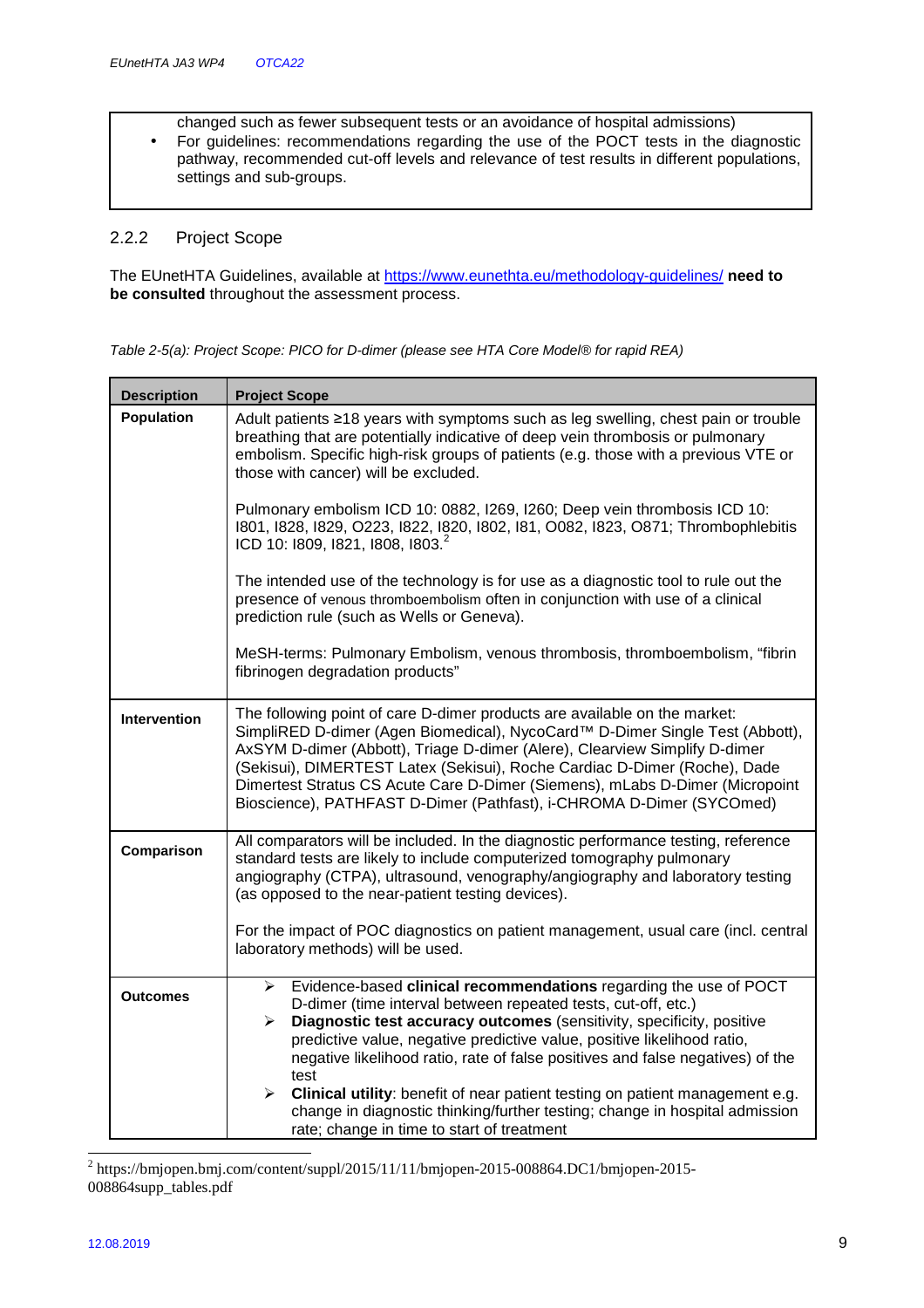changed such as fewer subsequent tests or an avoidance of hospital admissions)

- For guidelines: recommendations regarding the use of the POCT tests in the diagnostic pathway, recommended cut-off levels and relevance of test results in different populations, settings and sub-groups.

### 2.2.2 Project Scope

The EUnetHTA Guidelines, available at https://www.eunethta.eu/methodology-guidelines/ **need to be consulted** throughout the assessment process.

*Table 2-5(a): Project Scope: PICO for D-dimer (please see HTA Core Model® for rapid REA)*

| Description | Project Scope |
|---|---|
| **Population** | Adult patients ≥18 years with symptoms such as leg swelling, chest pain or trouble breathing that are potentially indicative of deep vein thrombosis or pulmonary embolism. Specific high-risk groups of patients (e.g. those with a previous VTE or those with cancer) will be excluded.<br><br>Pulmonary embolism ICD 10: 0882, I269, I260; Deep vein thrombosis ICD 10: I801, I828, I829, O223, I822, I820, I802, I81, O082, I823, O871; Thrombophlebitis ICD 10: I809, I821, I808, I803.[2]<br><br>The intended use of the technology is for use as a diagnostic tool to rule out the presence of venous thromboembolism often in conjunction with use of a clinical prediction rule (such as Wells or Geneva).<br><br>MeSH-terms: Pulmonary Embolism, venous thrombosis, thromboembolism, "fibrin fibrinogen degradation products" |
| **Intervention** | The following point of care D-dimer products are available on the market: SimpliRED D-dimer (Agen Biomedical), NycoCard™ D-Dimer Single Test (Abbott), AxSYM D-dimer (Abbott), Triage D-dimer (Alere), Clearview Simplify D-dimer (Sekisui), DIMERTEST Latex (Sekisui), Roche Cardiac D-Dimer (Roche), Dade Dimertest Stratus CS Acute Care D-Dimer (Siemens), mLabs D-Dimer (Micropoint Bioscience), PATHFAST D-Dimer (Pathfast), i-CHROMA D-Dimer (SYCOmed) |
| **Comparison** | All comparators will be included. In the diagnostic performance testing, reference standard tests are likely to include computerized tomography pulmonary angiography (CTPA), ultrasound, venography/angiography and laboratory testing (as opposed to the near-patient testing devices).<br><br>For the impact of POC diagnostics on patient management, usual care (incl. central laboratory methods) will be used. |
| **Outcomes** | ➢ Evidence-based **clinical recommendations** regarding the use of POCT D-dimer (time interval between repeated tests, cut-off, etc.)<br>➢ **Diagnostic test accuracy outcomes** (sensitivity, specificity, positive predictive value, negative predictive value, positive likelihood ratio, negative likelihood ratio, rate of false positives and false negatives) of the test<br>➢ **Clinical utility**: benefit of near patient testing on patient management e.g. change in diagnostic thinking/further testing; change in hospital admission rate; change in time to start of treatment |

[2] https://bmjopen.bmj.com/content/suppl/2015/11/11/bmjopen-2015-008864.DC1/bmjopen-2015-008864supp_tables.pdf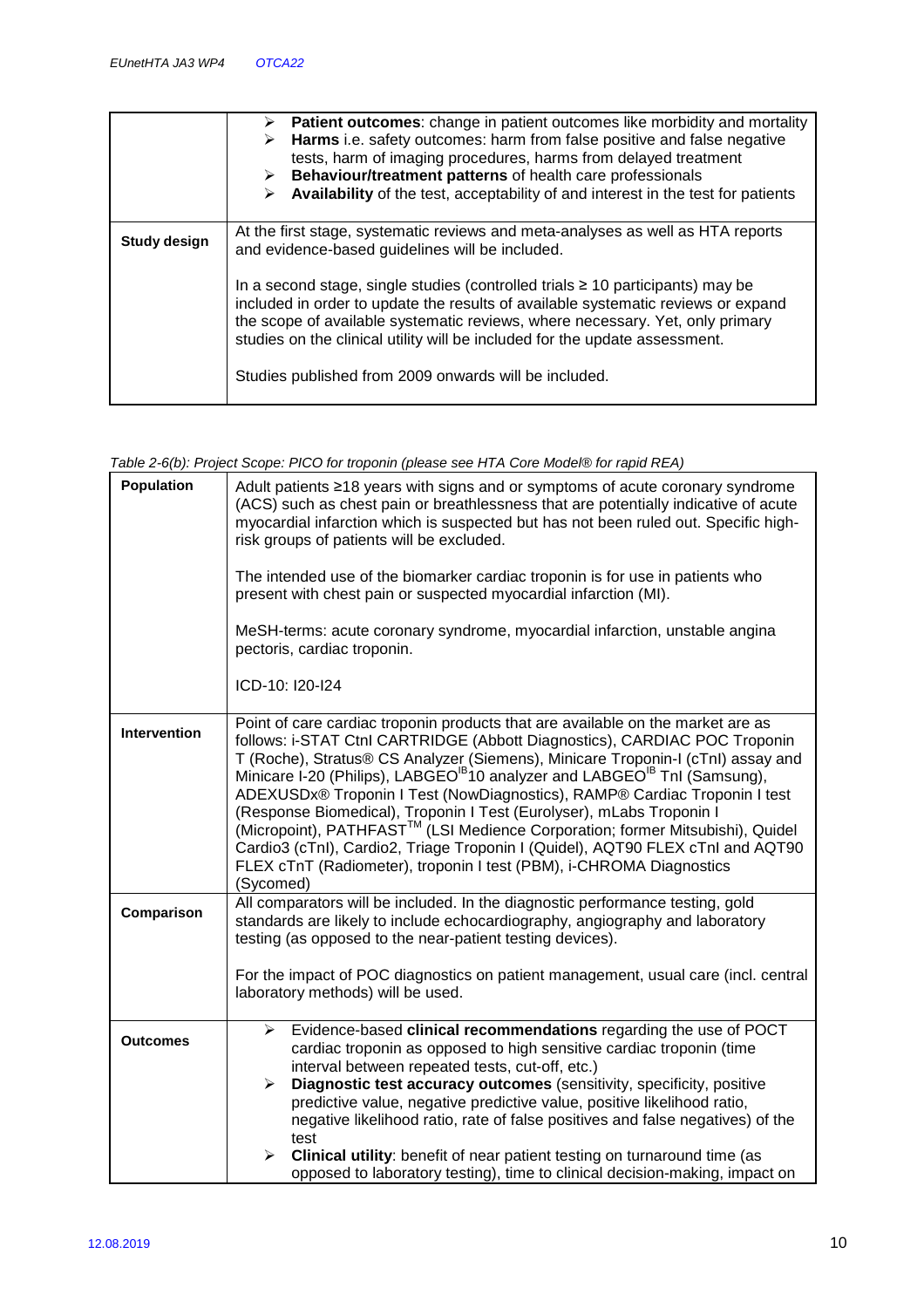| | |
|---|---|
| | ➢ **Patient outcomes**: change in patient outcomes like morbidity and mortality<br>➢ **Harms** i.e. safety outcomes: harm from false positive and false negative tests, harm of imaging procedures, harms from delayed treatment<br>➢ **Behaviour/treatment patterns** of health care professionals<br>➢ **Availability** of the test, acceptability of and interest in the test for patients |
| **Study design** | At the first stage, systematic reviews and meta-analyses as well as HTA reports and evidence-based guidelines will be included.<br><br>In a second stage, single studies (controlled trials ≥ 10 participants) may be included in order to update the results of available systematic reviews or expand the scope of available systematic reviews, where necessary. Yet, only primary studies on the clinical utility will be included for the update assessment.<br><br>Studies published from 2009 onwards will be included. |

*Table 2-6(b): Project Scope: PICO for troponin (please see HTA Core Model® for rapid REA)*

| | |
|---|---|
| **Population** | Adult patients ≥18 years with signs and or symptoms of acute coronary syndrome (ACS) such as chest pain or breathlessness that are potentially indicative of acute myocardial infarction which is suspected but has not been ruled out. Specific high-risk groups of patients will be excluded.<br><br>The intended use of the biomarker cardiac troponin is for use in patients who present with chest pain or suspected myocardial infarction (MI).<br><br>MeSH-terms: acute coronary syndrome, myocardial infarction, unstable angina pectoris, cardiac troponin.<br><br>ICD-10: I20-I24 |
| **Intervention** | Point of care cardiac troponin products that are available on the market are as follows: i-STAT CtnI CARTRIDGE (Abbott Diagnostics), CARDIAC POC Troponin T (Roche), Stratus® CS Analyzer (Siemens), Minicare Troponin-I (cTnI) assay and Minicare I-20 (Philips), LABGEO[IB]10 analyzer and LABGEO[IB] TnI (Samsung), ADEXUSDx® Troponin I Test (NowDiagnostics), RAMP® Cardiac Troponin I test (Response Biomedical), Troponin I Test (Eurolyser), mLabs Troponin I (Micropoint), PATHFAST™ (LSI Medience Corporation; former Mitsubishi), Quidel Cardio3 (cTnI), Cardio2, Triage Troponin I (Quidel), AQT90 FLEX cTnI and AQT90 FLEX cTnT (Radiometer), troponin I test (PBM), i-CHROMA Diagnostics (Sycomed) |
| **Comparison** | All comparators will be included. In the diagnostic performance testing, gold standards are likely to include echocardiography, angiography and laboratory testing (as opposed to the near-patient testing devices).<br><br>For the impact of POC diagnostics on patient management, usual care (incl. central laboratory methods) will be used. |
| **Outcomes** | ➢ Evidence-based **clinical recommendations** regarding the use of POCT cardiac troponin as opposed to high sensitive cardiac troponin (time interval between repeated tests, cut-off, etc.)<br>➢ **Diagnostic test accuracy outcomes** (sensitivity, specificity, positive predictive value, negative predictive value, positive likelihood ratio, negative likelihood ratio, rate of false positives and false negatives) of the test<br>➢ **Clinical utility**: benefit of near patient testing on turnaround time (as opposed to laboratory testing), time to clinical decision-making, impact on |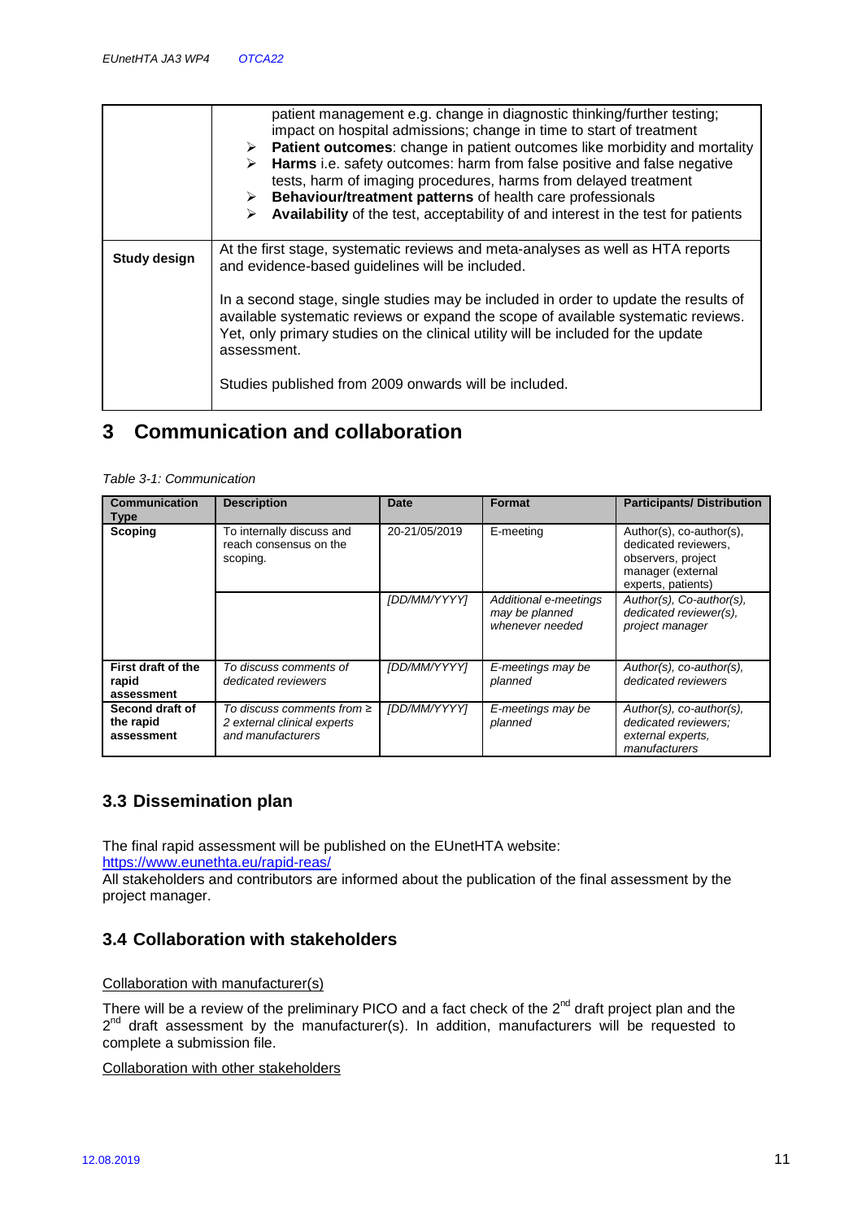| | |
|---|---|
| | patient management e.g. change in diagnostic thinking/further testing; impact on hospital admissions; change in time to start of treatment<br>➢ **Patient outcomes**: change in patient outcomes like morbidity and mortality<br>➢ **Harms** i.e. safety outcomes: harm from false positive and false negative tests, harm of imaging procedures, harms from delayed treatment<br>➢ **Behaviour/treatment patterns** of health care professionals<br>➢ **Availability** of the test, acceptability of and interest in the test for patients |
| **Study design** | At the first stage, systematic reviews and meta-analyses as well as HTA reports and evidence-based guidelines will be included.<br><br>In a second stage, single studies may be included in order to update the results of available systematic reviews or expand the scope of available systematic reviews. Yet, only primary studies on the clinical utility will be included for the update assessment.<br><br>Studies published from 2009 onwards will be included. |

# 3 Communication and collaboration

*Table 3-1: Communication*

| Communication Type | Description | Date | Format | Participants/ Distribution |
|---|---|---|---|---|
| **Scoping** | To internally discuss and reach consensus on the scoping. | 20-21/05/2019 | E-meeting | Author(s), co-author(s), dedicated reviewers, observers, project manager (external experts, patients) |
| | | *[DD/MM/YYYY]* | *Additional e-meetings may be planned whenever needed* | *Author(s), Co-author(s), dedicated reviewer(s), project manager* |
| **First draft of the rapid assessment** | *To discuss comments of dedicated reviewers* | *[DD/MM/YYYY]* | *E-meetings may be planned* | *Author(s), co-author(s), dedicated reviewers* |
| **Second draft of the rapid assessment** | *To discuss comments from ≥ 2 external clinical experts and manufacturers* | *[DD/MM/YYYY]* | *E-meetings may be planned* | *Author(s), co-author(s), dedicated reviewers; external experts, manufacturers* |

## 3.3 Dissemination plan

The final rapid assessment will be published on the EUnetHTA website:
https://www.eunethta.eu/rapid-reas/
All stakeholders and contributors are informed about the publication of the final assessment by the project manager.

## 3.4 Collaboration with stakeholders

Collaboration with manufacturer(s)

There will be a review of the preliminary PICO and a fact check of the 2nd draft project plan and the 2nd draft assessment by the manufacturer(s). In addition, manufacturers will be requested to complete a submission file.

Collaboration with other stakeholders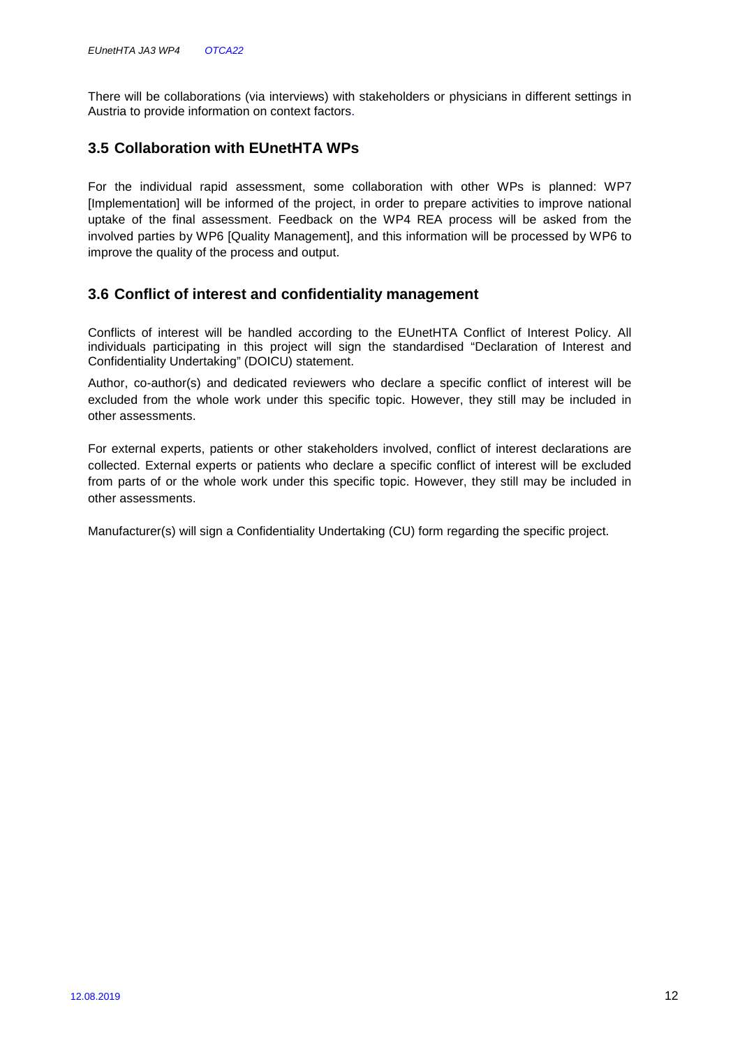There will be collaborations (via interviews) with stakeholders or physicians in different settings in Austria to provide information on context factors.

## 3.5 Collaboration with EUnetHTA WPs

For the individual rapid assessment, some collaboration with other WPs is planned: WP7 [Implementation] will be informed of the project, in order to prepare activities to improve national uptake of the final assessment. Feedback on the WP4 REA process will be asked from the involved parties by WP6 [Quality Management], and this information will be processed by WP6 to improve the quality of the process and output.

## 3.6 Conflict of interest and confidentiality management

Conflicts of interest will be handled according to the EUnetHTA Conflict of Interest Policy. All individuals participating in this project will sign the standardised "Declaration of Interest and Confidentiality Undertaking" (DOICU) statement.

Author, co-author(s) and dedicated reviewers who declare a specific conflict of interest will be excluded from the whole work under this specific topic. However, they still may be included in other assessments.

For external experts, patients or other stakeholders involved, conflict of interest declarations are collected. External experts or patients who declare a specific conflict of interest will be excluded from parts of or the whole work under this specific topic. However, they still may be included in other assessments.

Manufacturer(s) will sign a Confidentiality Undertaking (CU) form regarding the specific project.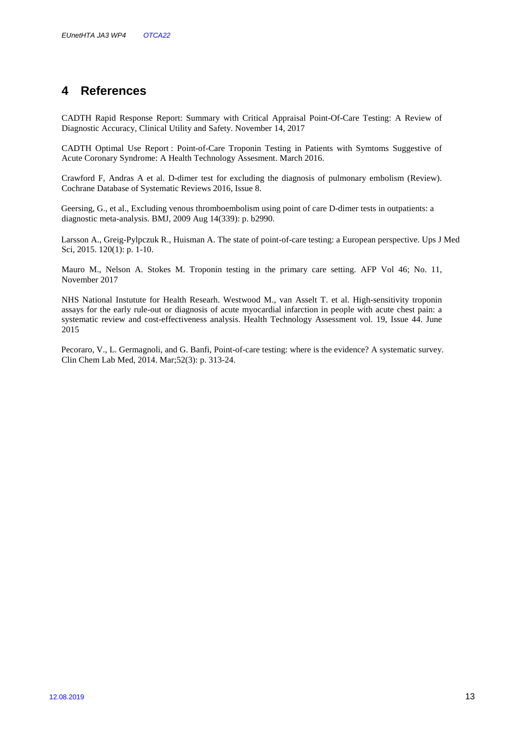# 4 References

CADTH Rapid Response Report: Summary with Critical Appraisal Point-Of-Care Testing: A Review of Diagnostic Accuracy, Clinical Utility and Safety. November 14, 2017

CADTH Optimal Use Report : Point-of-Care Troponin Testing in Patients with Symtoms Suggestive of Acute Coronary Syndrome: A Health Technology Assesment. March 2016.

Crawford F, Andras A et al. D-dimer test for excluding the diagnosis of pulmonary embolism (Review). Cochrane Database of Systematic Reviews 2016, Issue 8.

Geersing, G., et al., Excluding venous thromboembolism using point of care D-dimer tests in outpatients: a diagnostic meta-analysis. BMJ, 2009 Aug 14(339): p. b2990.

Larsson A., Greig-Pylpczuk R., Huisman A. The state of point-of-care testing: a European perspective. Ups J Med Sci, 2015. 120(1): p. 1-10.

Mauro M., Nelson A. Stokes M. Troponin testing in the primary care setting. AFP Vol 46; No. 11, November 2017

NHS National Instutute for Health Researh. Westwood M., van Asselt T. et al. High-sensitivity troponin assays for the early rule-out or diagnosis of acute myocardial infarction in people with acute chest pain: a systematic review and cost-effectiveness analysis. Health Technology Assessment vol. 19, Issue 44. June 2015

Pecoraro, V., L. Germagnoli, and G. Banfi, Point-of-care testing: where is the evidence? A systematic survey. Clin Chem Lab Med, 2014. Mar;52(3): p. 313-24.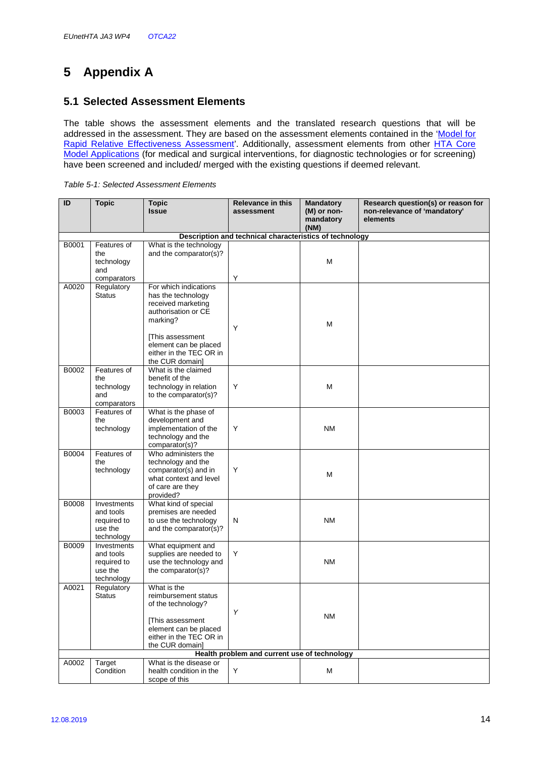# 5 Appendix A

## 5.1 Selected Assessment Elements

The table shows the assessment elements and the translated research questions that will be addressed in the assessment. They are based on the assessment elements contained in the 'Model for Rapid Relative Effectiveness Assessment'. Additionally, assessment elements from other HTA Core Model Applications (for medical and surgical interventions, for diagnostic technologies or for screening) have been screened and included/ merged with the existing questions if deemed relevant.

*Table 5-1: Selected Assessment Elements*

| ID | Topic | Topic Issue | Relevance in this assessment | Mandatory (M) or non-mandatory (NM) | Research question(s) or reason for non-relevance of 'mandatory' elements |
|---|---|---|---|---|---|
| **Description and technical characteristics of technology** | | | | | |
| B0001 | Features of the technology and comparators | What is the technology and the comparator(s)? | Y | M | |
| A0020 | Regulatory Status | For which indications has the technology received marketing authorisation or CE marking? [This assessment element can be placed either in the TEC OR in the CUR domain] | Y | M | |
| B0002 | Features of the technology and comparators | What is the claimed benefit of the technology in relation to the comparator(s)? | Y | M | |
| B0003 | Features of the technology | What is the phase of development and implementation of the technology and the comparator(s)? | Y | NM | |
| B0004 | Features of the technology | Who administers the technology and the comparator(s) and in what context and level of care are they provided? | Y | M | |
| B0008 | Investments and tools required to use the technology | What kind of special premises are needed to use the technology and the comparator(s)? | N | NM | |
| B0009 | Investments and tools required to use the technology | What equipment and supplies are needed to use the technology and the comparator(s)? | Y | NM | |
| A0021 | Regulatory Status | What is the reimbursement status of the technology? [This assessment element can be placed either in the TEC OR in the CUR domain] | *Y* | NM | |
| **Health problem and current use of technology** | | | | | |
| A0002 | Target Condition | What is the disease or health condition in the scope of this | Y | M | |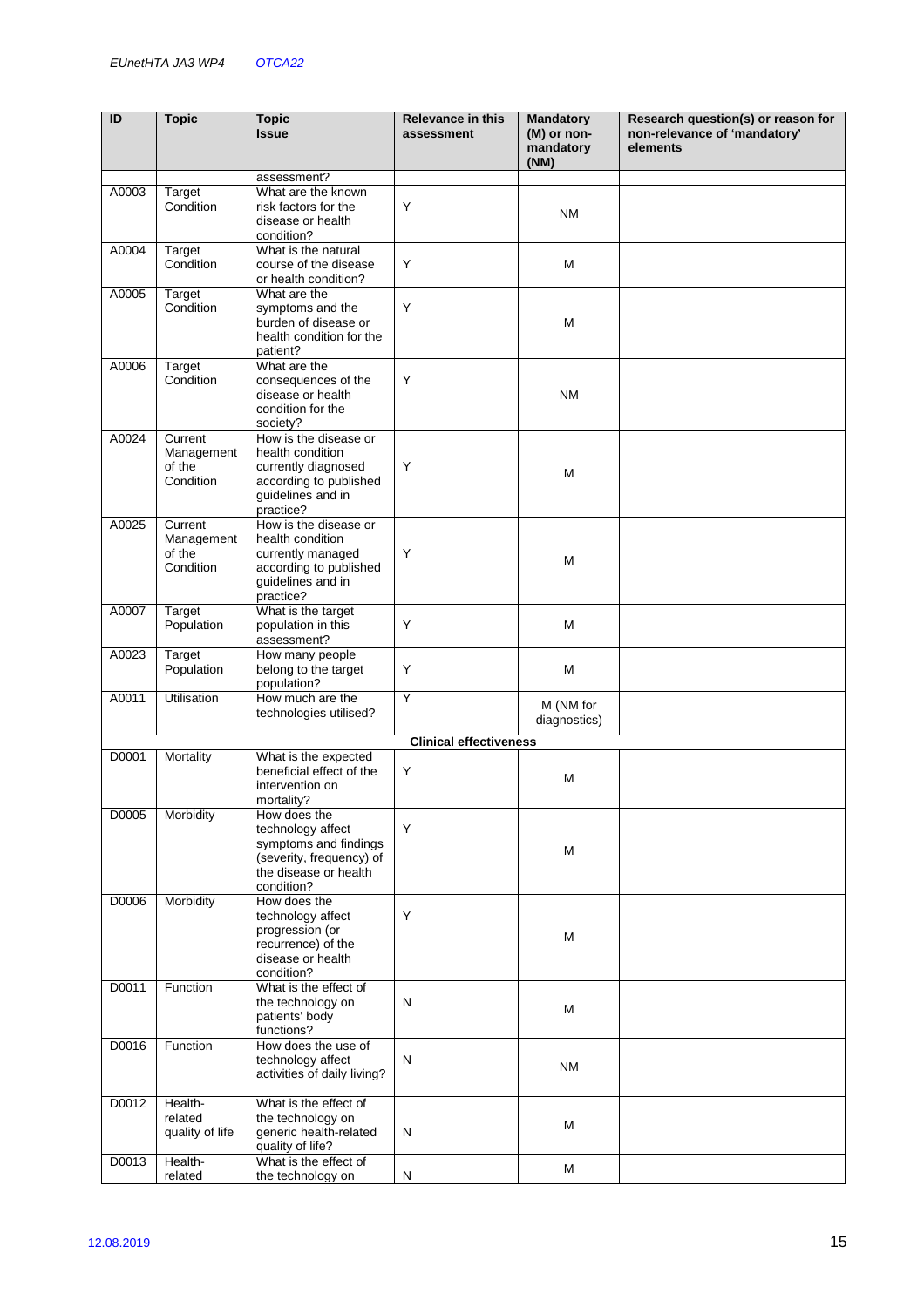| ID | Topic | Topic Issue | Relevance in this assessment | Mandatory (M) or non-mandatory (NM) | Research question(s) or reason for non-relevance of 'mandatory' elements |
|---|---|---|---|---|---|
| | | assessment? | | | |
| A0003 | Target Condition | What are the known risk factors for the disease or health condition? | Y | NM | |
| A0004 | Target Condition | What is the natural course of the disease or health condition? | Y | M | |
| A0005 | Target Condition | What are the symptoms and the burden of disease or health condition for the patient? | Y | M | |
| A0006 | Target Condition | What are the consequences of the disease or health condition for the society? | Y | NM | |
| A0024 | Current Management of the Condition | How is the disease or health condition currently diagnosed according to published guidelines and in practice? | Y | M | |
| A0025 | Current Management of the Condition | How is the disease or health condition currently managed according to published guidelines and in practice? | Y | M | |
| A0007 | Target Population | What is the target population in this assessment? | Y | M | |
| A0023 | Target Population | How many people belong to the target population? | Y | M | |
| A0011 | Utilisation | How much are the technologies utilised? | Y | M (NM for diagnostics) | |
| | | | **Clinical effectiveness** | | |
| D0001 | Mortality | What is the expected beneficial effect of the intervention on mortality? | Y | M | |
| D0005 | Morbidity | How does the technology affect symptoms and findings (severity, frequency) of the disease or health condition? | Y | M | |
| D0006 | Morbidity | How does the technology affect progression (or recurrence) of the disease or health condition? | Y | M | |
| D0011 | Function | What is the effect of the technology on patients' body functions? | N | M | |
| D0016 | Function | How does the use of technology affect activities of daily living? | N | NM | |
| D0012 | Health-related quality of life | What is the effect of the technology on generic health-related quality of life? | N | M | |
| D0013 | Health-related | What is the effect of the technology on | N | M | |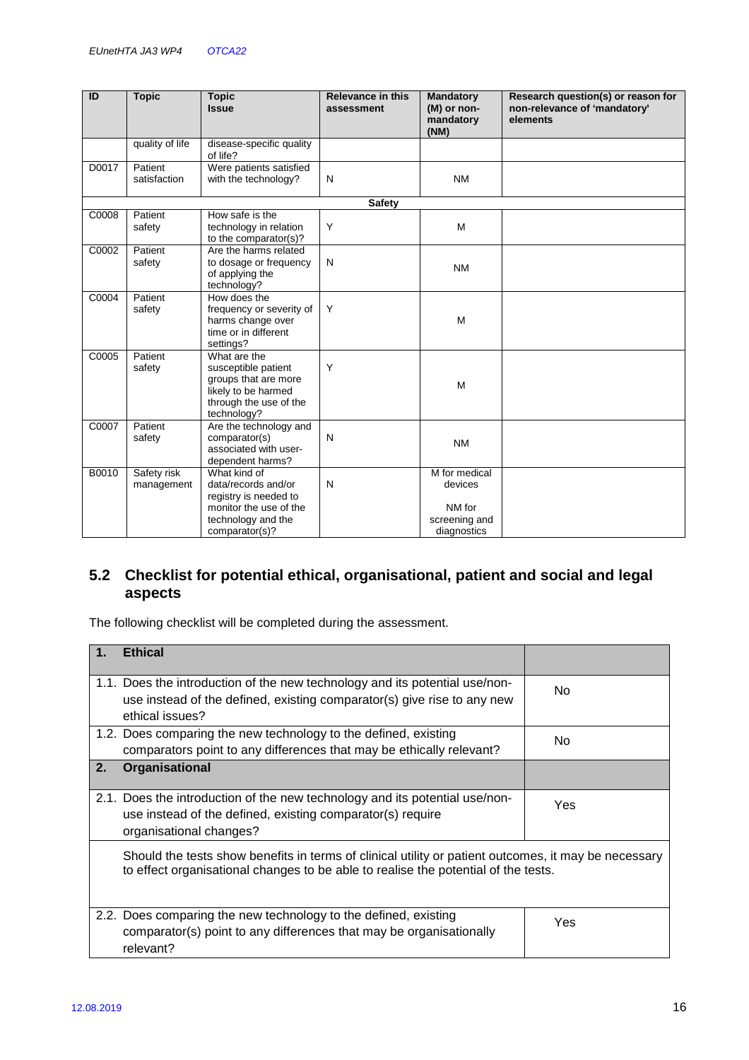| ID | Topic | Topic Issue | Relevance in this assessment | Mandatory (M) or non-mandatory (NM) | Research question(s) or reason for non-relevance of 'mandatory' elements |
|---|---|---|---|---|---|
| | quality of life | disease-specific quality of life? | | | |
| D0017 | Patient satisfaction | Were patients satisfied with the technology? | N | NM | |
| | | **Safety** | | | |
| C0008 | Patient safety | How safe is the technology in relation to the comparator(s)? | Y | M | |
| C0002 | Patient safety | Are the harms related to dosage or frequency of applying the technology? | N | NM | |
| C0004 | Patient safety | How does the frequency or severity of harms change over time or in different settings? | Y | M | |
| C0005 | Patient safety | What are the susceptible patient groups that are more likely to be harmed through the use of the technology? | Y | M | |
| C0007 | Patient safety | Are the technology and comparator(s) associated with user-dependent harms? | N | NM | |
| B0010 | Safety risk management | What kind of data/records and/or registry is needed to monitor the use of the technology and the comparator(s)? | N | M for medical devices<br><br>NM for screening and diagnostics | |

## 5.2 Checklist for potential ethical, organisational, patient and social and legal aspects

The following checklist will be completed during the assessment.

| **1. Ethical** | |
|---|---|
| 1.1. Does the introduction of the new technology and its potential use/non-use instead of the defined, existing comparator(s) give rise to any new ethical issues? | No |
| 1.2. Does comparing the new technology to the defined, existing comparators point to any differences that may be ethically relevant? | No |
| **2. Organisational** | |
| 2.1. Does the introduction of the new technology and its potential use/non-use instead of the defined, existing comparator(s) require organisational changes? | Yes |
| Should the tests show benefits in terms of clinical utility or patient outcomes, it may be necessary to effect organisational changes to be able to realise the potential of the tests. | |
| 2.2. Does comparing the new technology to the defined, existing comparator(s) point to any differences that may be organisationally relevant? | Yes |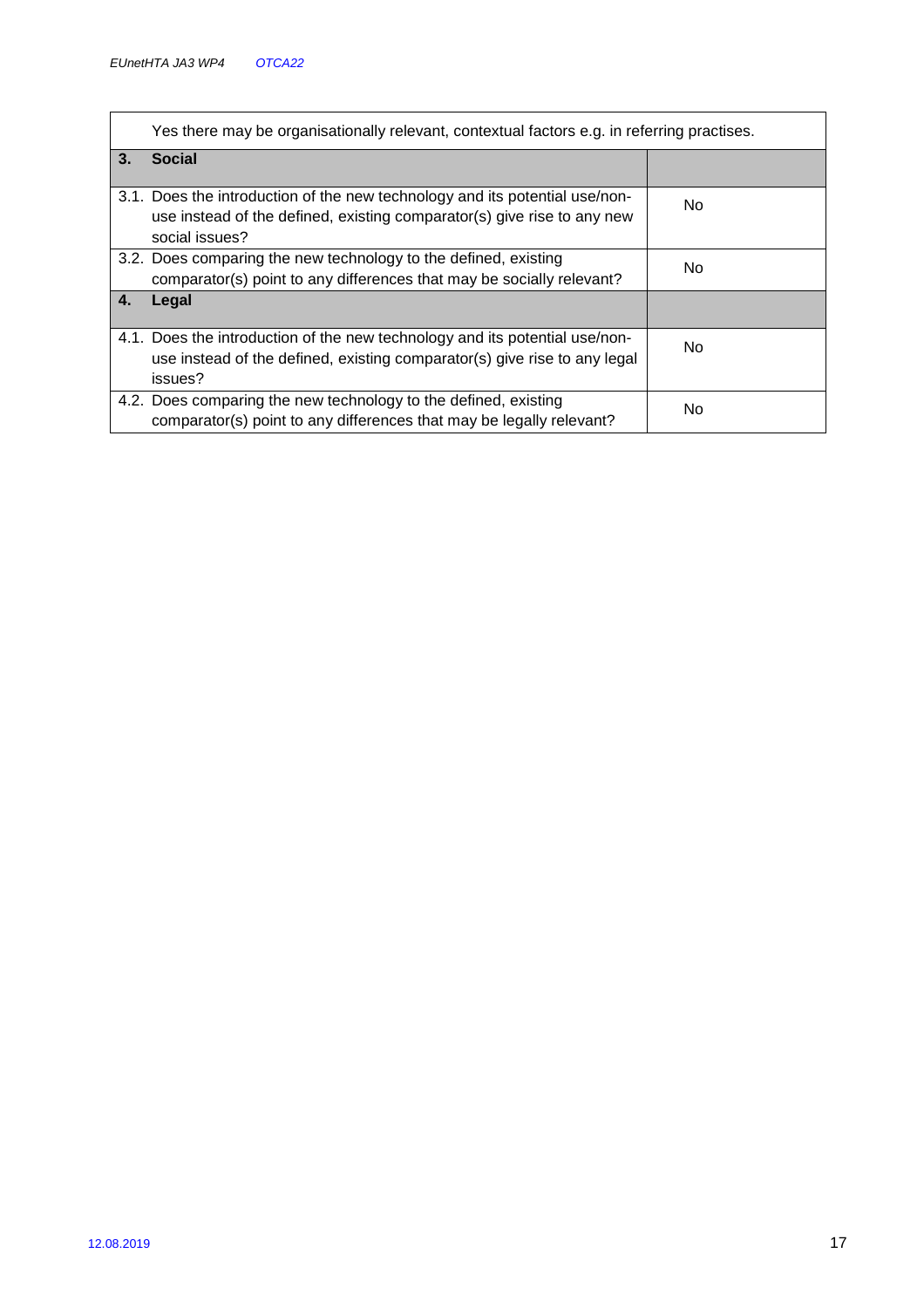| | |
|---|---|
| Yes there may be organisationally relevant, contextual factors e.g. in referring practises. | |
| **3. Social** | |
| 3.1. Does the introduction of the new technology and its potential use/non-use instead of the defined, existing comparator(s) give rise to any new social issues? | No |
| 3.2. Does comparing the new technology to the defined, existing comparator(s) point to any differences that may be socially relevant? | No |
| **4. Legal** | |
| 4.1. Does the introduction of the new technology and its potential use/non-use instead of the defined, existing comparator(s) give rise to any legal issues? | No |
| 4.2. Does comparing the new technology to the defined, existing comparator(s) point to any differences that may be legally relevant? | No |